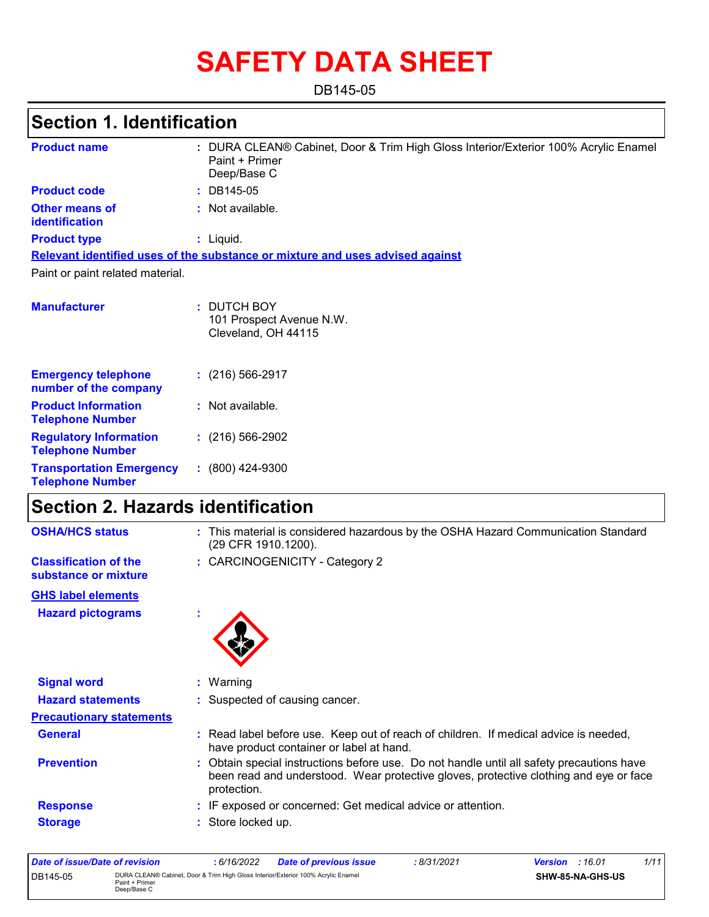# SAFETY DATA SHEET

DB145-05

## Section 1. Identification

**Product name** : DURA CLEAN® Cabinet, Door & Trim High Gloss Interior/Exterior 100% Acrylic Enamel Paint + Primer
Deep/Base C

**Product code** : DB145-05

**Other means of identification** : Not available.

**Product type** : Liquid.

**Relevant identified uses of the substance or mixture and uses advised against**

Paint or paint related material.

**Manufacturer** : DUTCH BOY
101 Prospect Avenue N.W.
Cleveland, OH 44115

**Emergency telephone number of the company** : (216) 566-2917

**Product Information Telephone Number** : Not available.

**Regulatory Information Telephone Number** : (216) 566-2902

**Transportation Emergency Telephone Number** : (800) 424-9300

## Section 2. Hazards identification

**OSHA/HCS status** : This material is considered hazardous by the OSHA Hazard Communication Standard (29 CFR 1910.1200).

**Classification of the substance or mixture** : CARCINOGENICITY - Category 2

**GHS label elements**

**Hazard pictograms** :

**Signal word** : Warning

**Hazard statements** : Suspected of causing cancer.

**Precautionary statements**

**General** : Read label before use. Keep out of reach of children. If medical advice is needed, have product container or label at hand.

**Prevention** : Obtain special instructions before use. Do not handle until all safety precautions have been read and understood. Wear protective gloves, protective clothing and eye or face protection.

**Response** : IF exposed or concerned: Get medical advice or attention.

**Storage** : Store locked up.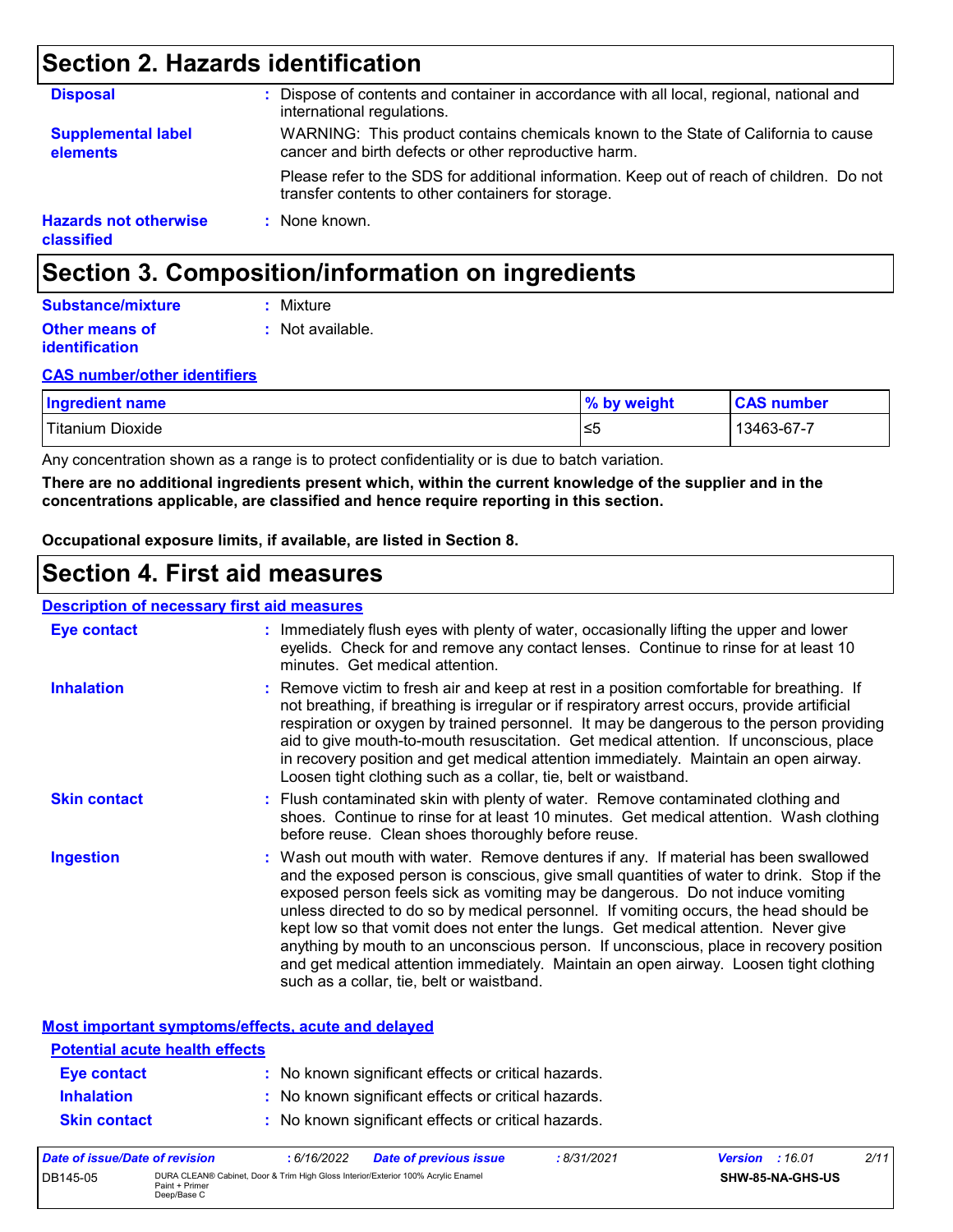## Section 2. Hazards identification

**Disposal** : Dispose of contents and container in accordance with all local, regional, national and international regulations.

**Supplemental label elements** : WARNING: This product contains chemicals known to the State of California to cause cancer and birth defects or other reproductive harm.

Please refer to the SDS for additional information. Keep out of reach of children. Do not transfer contents to other containers for storage.

**Hazards not otherwise classified** : None known.

## Section 3. Composition/information on ingredients

**Substance/mixture** : Mixture

**Other means of identification** : Not available.

**CAS number/other identifiers**

| Ingredient name | % by weight | CAS number |
|---|---|---|
| Titanium Dioxide | ≤5 | 13463-67-7 |

Any concentration shown as a range is to protect confidentiality or is due to batch variation.

**There are no additional ingredients present which, within the current knowledge of the supplier and in the concentrations applicable, are classified and hence require reporting in this section.**

**Occupational exposure limits, if available, are listed in Section 8.**

## Section 4. First aid measures

**Description of necessary first aid measures**

**Eye contact** : Immediately flush eyes with plenty of water, occasionally lifting the upper and lower eyelids. Check for and remove any contact lenses. Continue to rinse for at least 10 minutes. Get medical attention.

**Inhalation** : Remove victim to fresh air and keep at rest in a position comfortable for breathing. If not breathing, if breathing is irregular or if respiratory arrest occurs, provide artificial respiration or oxygen by trained personnel. It may be dangerous to the person providing aid to give mouth-to-mouth resuscitation. Get medical attention. If unconscious, place in recovery position and get medical attention immediately. Maintain an open airway. Loosen tight clothing such as a collar, tie, belt or waistband.

**Skin contact** : Flush contaminated skin with plenty of water. Remove contaminated clothing and shoes. Continue to rinse for at least 10 minutes. Get medical attention. Wash clothing before reuse. Clean shoes thoroughly before reuse.

**Ingestion** : Wash out mouth with water. Remove dentures if any. If material has been swallowed and the exposed person is conscious, give small quantities of water to drink. Stop if the exposed person feels sick as vomiting may be dangerous. Do not induce vomiting unless directed to do so by medical personnel. If vomiting occurs, the head should be kept low so that vomit does not enter the lungs. Get medical attention. Never give anything by mouth to an unconscious person. If unconscious, place in recovery position and get medical attention immediately. Maintain an open airway. Loosen tight clothing such as a collar, tie, belt or waistband.

**Most important symptoms/effects, acute and delayed**

**Potential acute health effects**

**Eye contact** : No known significant effects or critical hazards.

**Inhalation** : No known significant effects or critical hazards.

**Skin contact** : No known significant effects or critical hazards.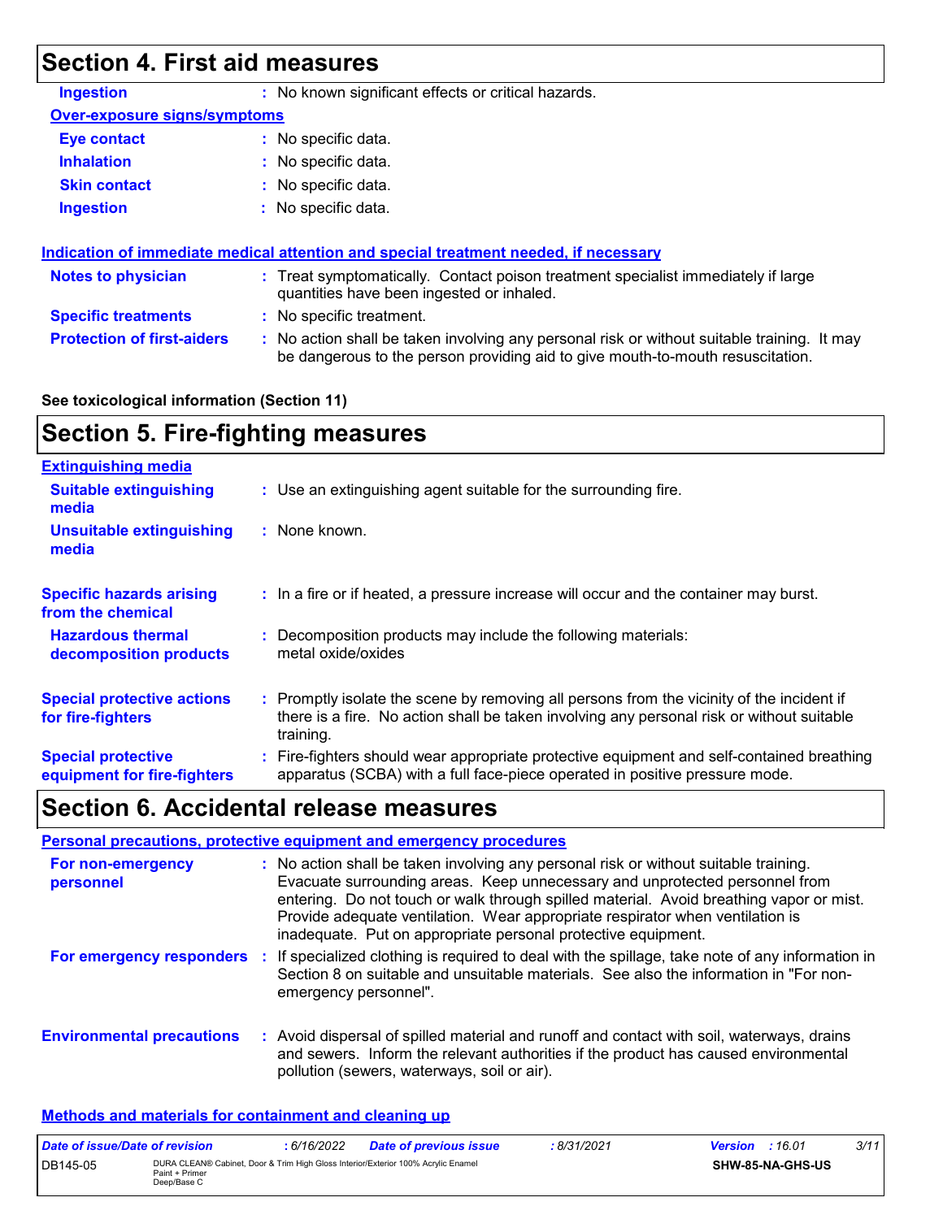# Section 4. First aid measures

| | |
|---|---|
| **Ingestion** | : No known significant effects or critical hazards. |

**Over-exposure signs/symptoms**

| | |
|---|---|
| **Eye contact** | : No specific data. |
| **Inhalation** | : No specific data. |
| **Skin contact** | : No specific data. |
| **Ingestion** | : No specific data. |

**Indication of immediate medical attention and special treatment needed, if necessary**

| | |
|---|---|
| **Notes to physician** | : Treat symptomatically. Contact poison treatment specialist immediately if large quantities have been ingested or inhaled. |
| **Specific treatments** | : No specific treatment. |
| **Protection of first-aiders** | : No action shall be taken involving any personal risk or without suitable training. It may be dangerous to the person providing aid to give mouth-to-mouth resuscitation. |

**See toxicological information (Section 11)**

# Section 5. Fire-fighting measures

**Extinguishing media**

| | |
|---|---|
| **Suitable extinguishing media** | : Use an extinguishing agent suitable for the surrounding fire. |
| **Unsuitable extinguishing media** | : None known. |
| **Specific hazards arising from the chemical** | : In a fire or if heated, a pressure increase will occur and the container may burst. |
| **Hazardous thermal decomposition products** | : Decomposition products may include the following materials: metal oxide/oxides |
| **Special protective actions for fire-fighters** | : Promptly isolate the scene by removing all persons from the vicinity of the incident if there is a fire. No action shall be taken involving any personal risk or without suitable training. |
| **Special protective equipment for fire-fighters** | : Fire-fighters should wear appropriate protective equipment and self-contained breathing apparatus (SCBA) with a full face-piece operated in positive pressure mode. |

# Section 6. Accidental release measures

**Personal precautions, protective equipment and emergency procedures**

| | |
|---|---|
| **For non-emergency personnel** | : No action shall be taken involving any personal risk or without suitable training. Evacuate surrounding areas. Keep unnecessary and unprotected personnel from entering. Do not touch or walk through spilled material. Avoid breathing vapor or mist. Provide adequate ventilation. Wear appropriate respirator when ventilation is inadequate. Put on appropriate personal protective equipment. |
| **For emergency responders** | : If specialized clothing is required to deal with the spillage, take note of any information in Section 8 on suitable and unsuitable materials. See also the information in "For non-emergency personnel". |
| **Environmental precautions** | : Avoid dispersal of spilled material and runoff and contact with soil, waterways, drains and sewers. Inform the relevant authorities if the product has caused environmental pollution (sewers, waterways, soil or air). |

**Methods and materials for containment and cleaning up**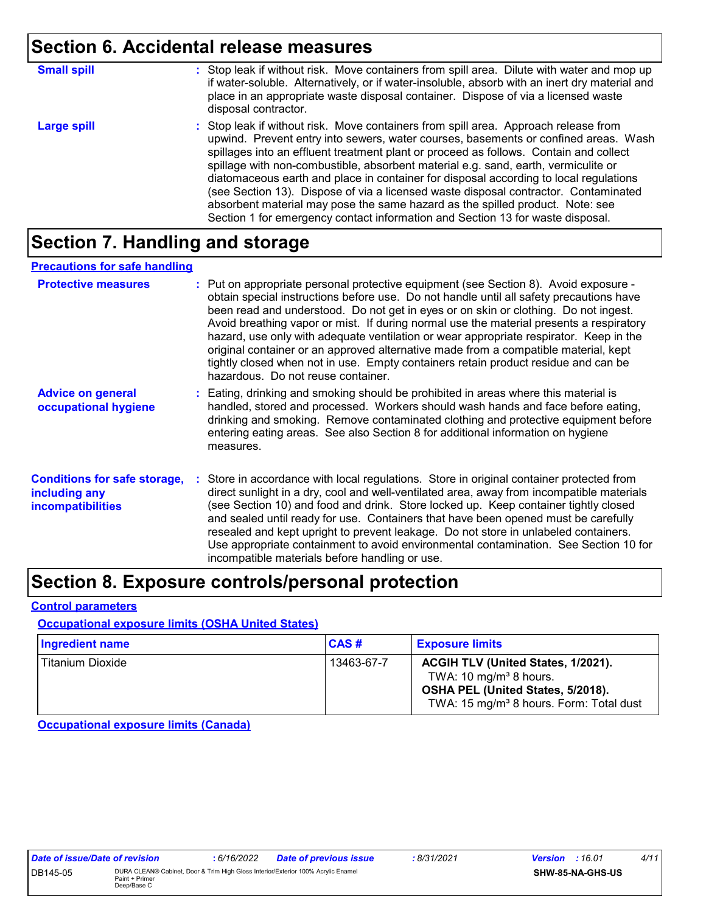## Section 6. Accidental release measures

**Small spill** : Stop leak if without risk. Move containers from spill area. Dilute with water and mop up if water-soluble. Alternatively, or if water-insoluble, absorb with an inert dry material and place in an appropriate waste disposal container. Dispose of via a licensed waste disposal contractor.

**Large spill** : Stop leak if without risk. Move containers from spill area. Approach release from upwind. Prevent entry into sewers, water courses, basements or confined areas. Wash spillages into an effluent treatment plant or proceed as follows. Contain and collect spillage with non-combustible, absorbent material e.g. sand, earth, vermiculite or diatomaceous earth and place in container for disposal according to local regulations (see Section 13). Dispose of via a licensed waste disposal contractor. Contaminated absorbent material may pose the same hazard as the spilled product. Note: see Section 1 for emergency contact information and Section 13 for waste disposal.

## Section 7. Handling and storage

**Precautions for safe handling**

**Protective measures** : Put on appropriate personal protective equipment (see Section 8). Avoid exposure - obtain special instructions before use. Do not handle until all safety precautions have been read and understood. Do not get in eyes or on skin or clothing. Do not ingest. Avoid breathing vapor or mist. If during normal use the material presents a respiratory hazard, use only with adequate ventilation or wear appropriate respirator. Keep in the original container or an approved alternative made from a compatible material, kept tightly closed when not in use. Empty containers retain product residue and can be hazardous. Do not reuse container.

**Advice on general occupational hygiene** : Eating, drinking and smoking should be prohibited in areas where this material is handled, stored and processed. Workers should wash hands and face before eating, drinking and smoking. Remove contaminated clothing and protective equipment before entering eating areas. See also Section 8 for additional information on hygiene measures.

**Conditions for safe storage, including any incompatibilities** : Store in accordance with local regulations. Store in original container protected from direct sunlight in a dry, cool and well-ventilated area, away from incompatible materials (see Section 10) and food and drink. Store locked up. Keep container tightly closed and sealed until ready for use. Containers that have been opened must be carefully resealed and kept upright to prevent leakage. Do not store in unlabeled containers. Use appropriate containment to avoid environmental contamination. See Section 10 for incompatible materials before handling or use.

## Section 8. Exposure controls/personal protection

**Control parameters**

**Occupational exposure limits (OSHA United States)**

| Ingredient name | CAS # | Exposure limits |
|---|---|---|
| Titanium Dioxide | 13463-67-7 | **ACGIH TLV (United States, 1/2021).** TWA: 10 mg/m³ 8 hours. **OSHA PEL (United States, 5/2018).** TWA: 15 mg/m³ 8 hours. Form: Total dust |

**Occupational exposure limits (Canada)**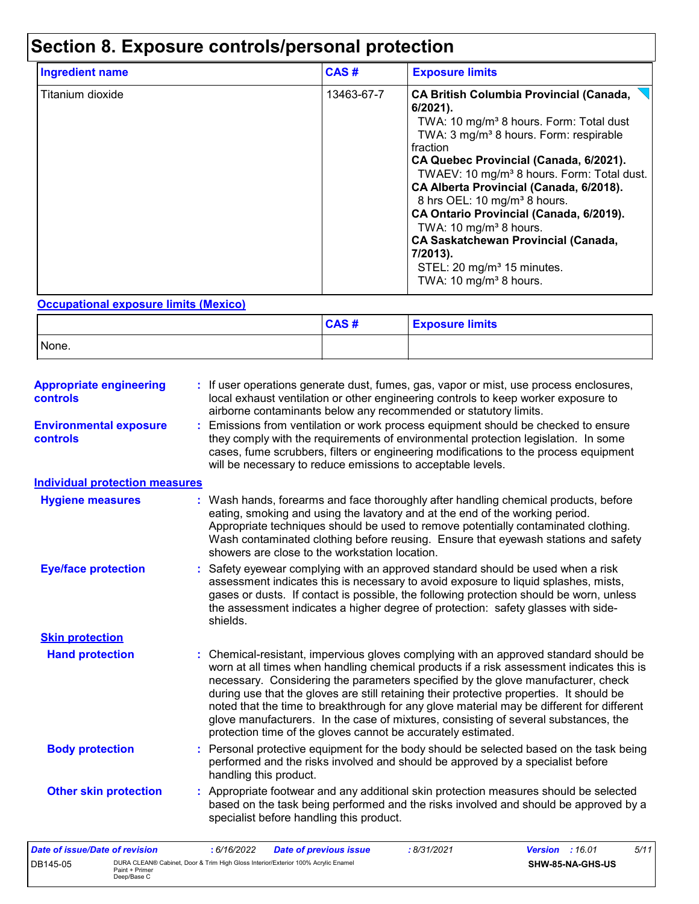# Section 8. Exposure controls/personal protection

| Ingredient name | CAS # | Exposure limits |
|---|---|---|
| Titanium dioxide | 13463-67-7 | **CA British Columbia Provincial (Canada, 6/2021).**<br>TWA: 10 mg/m³ 8 hours. Form: Total dust<br>TWA: 3 mg/m³ 8 hours. Form: respirable fraction<br>**CA Quebec Provincial (Canada, 6/2021).**<br>TWAEV: 10 mg/m³ 8 hours. Form: Total dust.<br>**CA Alberta Provincial (Canada, 6/2018).**<br>8 hrs OEL: 10 mg/m³ 8 hours.<br>**CA Ontario Provincial (Canada, 6/2019).**<br>TWA: 10 mg/m³ 8 hours.<br>**CA Saskatchewan Provincial (Canada, 7/2013).**<br>STEL: 20 mg/m³ 15 minutes.<br>TWA: 10 mg/m³ 8 hours. |

**Occupational exposure limits (Mexico)**

| | CAS # | Exposure limits |
|---|---|---|
| None. | | |

**Appropriate engineering controls** : If user operations generate dust, fumes, gas, vapor or mist, use process enclosures, local exhaust ventilation or other engineering controls to keep worker exposure to airborne contaminants below any recommended or statutory limits.

**Environmental exposure controls** : Emissions from ventilation or work process equipment should be checked to ensure they comply with the requirements of environmental protection legislation. In some cases, fume scrubbers, filters or engineering modifications to the process equipment will be necessary to reduce emissions to acceptable levels.

**Individual protection measures**

**Hygiene measures** : Wash hands, forearms and face thoroughly after handling chemical products, before eating, smoking and using the lavatory and at the end of the working period. Appropriate techniques should be used to remove potentially contaminated clothing. Wash contaminated clothing before reusing. Ensure that eyewash stations and safety showers are close to the workstation location.

**Eye/face protection** : Safety eyewear complying with an approved standard should be used when a risk assessment indicates this is necessary to avoid exposure to liquid splashes, mists, gases or dusts. If contact is possible, the following protection should be worn, unless the assessment indicates a higher degree of protection: safety glasses with side-shields.

**Skin protection**

**Hand protection** : Chemical-resistant, impervious gloves complying with an approved standard should be worn at all times when handling chemical products if a risk assessment indicates this is necessary. Considering the parameters specified by the glove manufacturer, check during use that the gloves are still retaining their protective properties. It should be noted that the time to breakthrough for any glove material may be different for different glove manufacturers. In the case of mixtures, consisting of several substances, the protection time of the gloves cannot be accurately estimated.

**Body protection** : Personal protective equipment for the body should be selected based on the task being performed and the risks involved and should be approved by a specialist before handling this product.

**Other skin protection** : Appropriate footwear and any additional skin protection measures should be selected based on the task being performed and the risks involved and should be approved by a specialist before handling this product.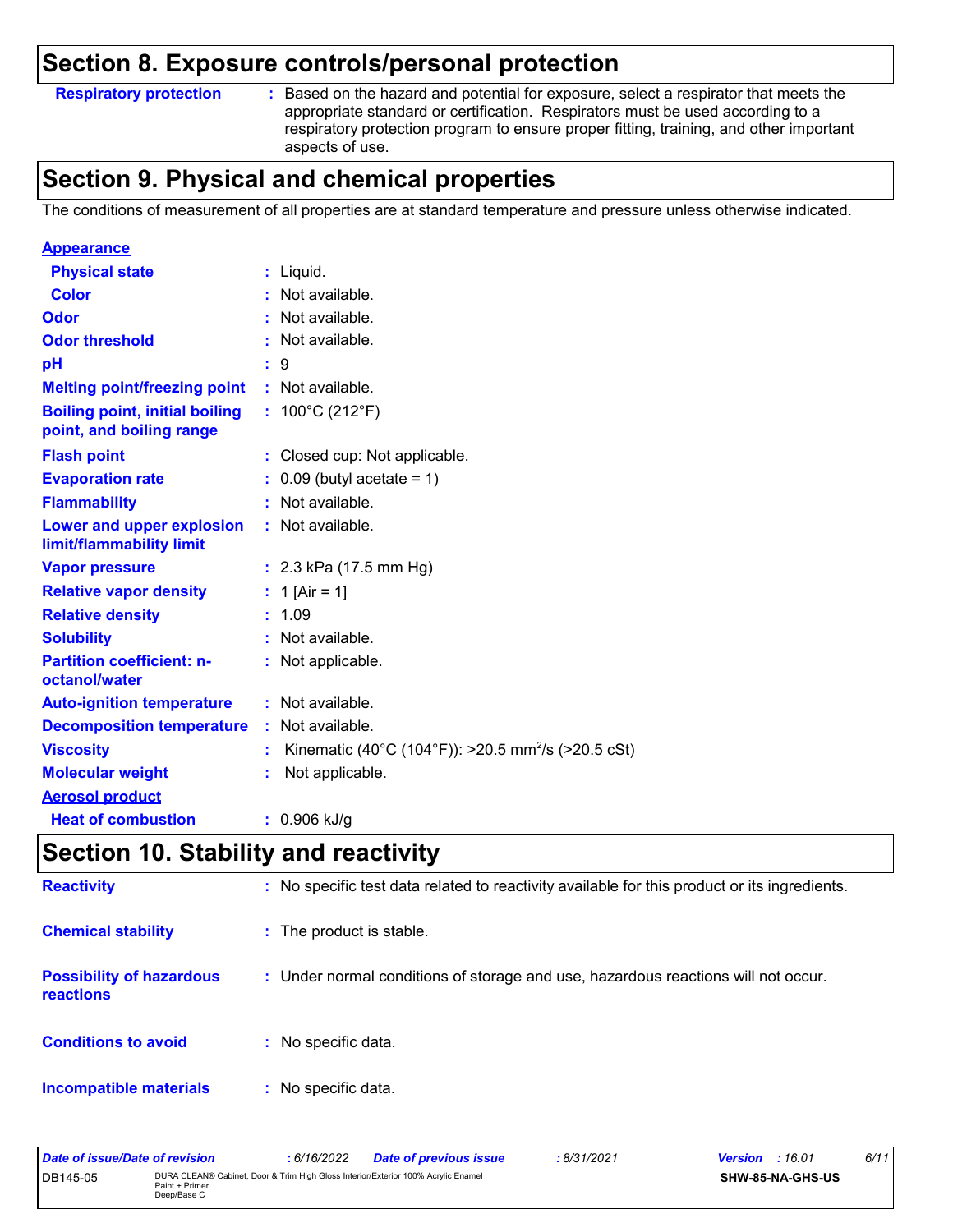## Section 8. Exposure controls/personal protection

| | |
|---|---|
| **Respiratory protection** | : Based on the hazard and potential for exposure, select a respirator that meets the appropriate standard or certification. Respirators must be used according to a respiratory protection program to ensure proper fitting, training, and other important aspects of use. |

## Section 9. Physical and chemical properties

The conditions of measurement of all properties are at standard temperature and pressure unless otherwise indicated.

| | |
|---|---|
| **Appearance** | |
| **Physical state** | : Liquid. |
| **Color** | : Not available. |
| **Odor** | : Not available. |
| **Odor threshold** | : Not available. |
| **pH** | : 9 |
| **Melting point/freezing point** | : Not available. |
| **Boiling point, initial boiling point, and boiling range** | : 100°C (212°F) |
| **Flash point** | : Closed cup: Not applicable. |
| **Evaporation rate** | : 0.09 (butyl acetate = 1) |
| **Flammability** | : Not available. |
| **Lower and upper explosion limit/flammability limit** | : Not available. |
| **Vapor pressure** | : 2.3 kPa (17.5 mm Hg) |
| **Relative vapor density** | : 1 [Air = 1] |
| **Relative density** | : 1.09 |
| **Solubility** | : Not available. |
| **Partition coefficient: n-octanol/water** | : Not applicable. |
| **Auto-ignition temperature** | : Not available. |
| **Decomposition temperature** | : Not available. |
| **Viscosity** | : Kinematic (40°C (104°F)): >20.5 $mm^2/s$ (>20.5 cSt) |
| **Molecular weight** | : Not applicable. |
| **Aerosol product** | |
| **Heat of combustion** | : 0.906 kJ/g |

## Section 10. Stability and reactivity

| | |
|---|---|
| **Reactivity** | : No specific test data related to reactivity available for this product or its ingredients. |
| **Chemical stability** | : The product is stable. |
| **Possibility of hazardous reactions** | : Under normal conditions of storage and use, hazardous reactions will not occur. |
| **Conditions to avoid** | : No specific data. |
| **Incompatible materials** | : No specific data. |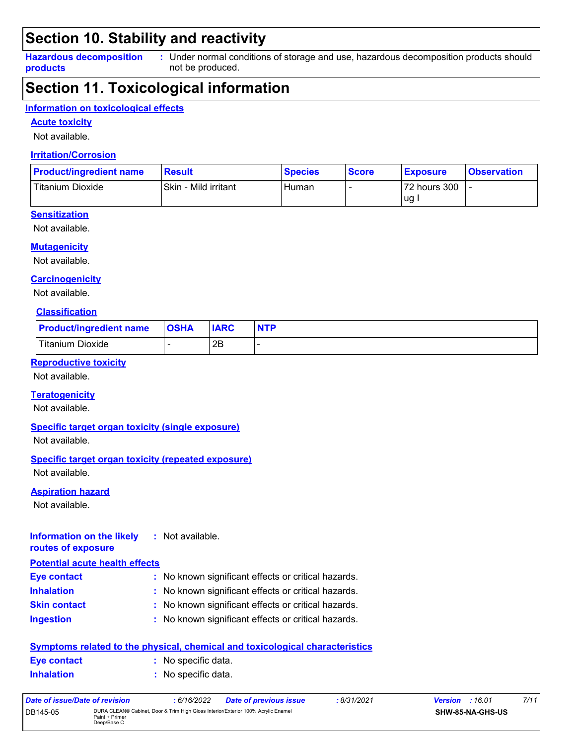## Section 10. Stability and reactivity

**Hazardous decomposition products** : Under normal conditions of storage and use, hazardous decomposition products should not be produced.

## Section 11. Toxicological information

### Information on toxicological effects

#### Acute toxicity

Not available.

#### Irritation/Corrosion

| Product/ingredient name | Result | Species | Score | Exposure | Observation |
|---|---|---|---|---|---|
| Titanium Dioxide | Skin - Mild irritant | Human | - | 72 hours 300 ug I | - |

#### Sensitization

Not available.

#### Mutagenicity

Not available.

#### Carcinogenicity

Not available.

#### Classification

| Product/ingredient name | OSHA | IARC | NTP |
|---|---|---|---|
| Titanium Dioxide | - | 2B | - |

#### Reproductive toxicity

Not available.

#### Teratogenicity

Not available.

#### Specific target organ toxicity (single exposure)

Not available.

#### Specific target organ toxicity (repeated exposure)

Not available.

#### Aspiration hazard

Not available.

**Information on the likely routes of exposure** : Not available.

#### Potential acute health effects

**Eye contact** : No known significant effects or critical hazards.

**Inhalation** : No known significant effects or critical hazards.

**Skin contact** : No known significant effects or critical hazards.

**Ingestion** : No known significant effects or critical hazards.

#### Symptoms related to the physical, chemical and toxicological characteristics

**Eye contact** : No specific data.

**Inhalation** : No specific data.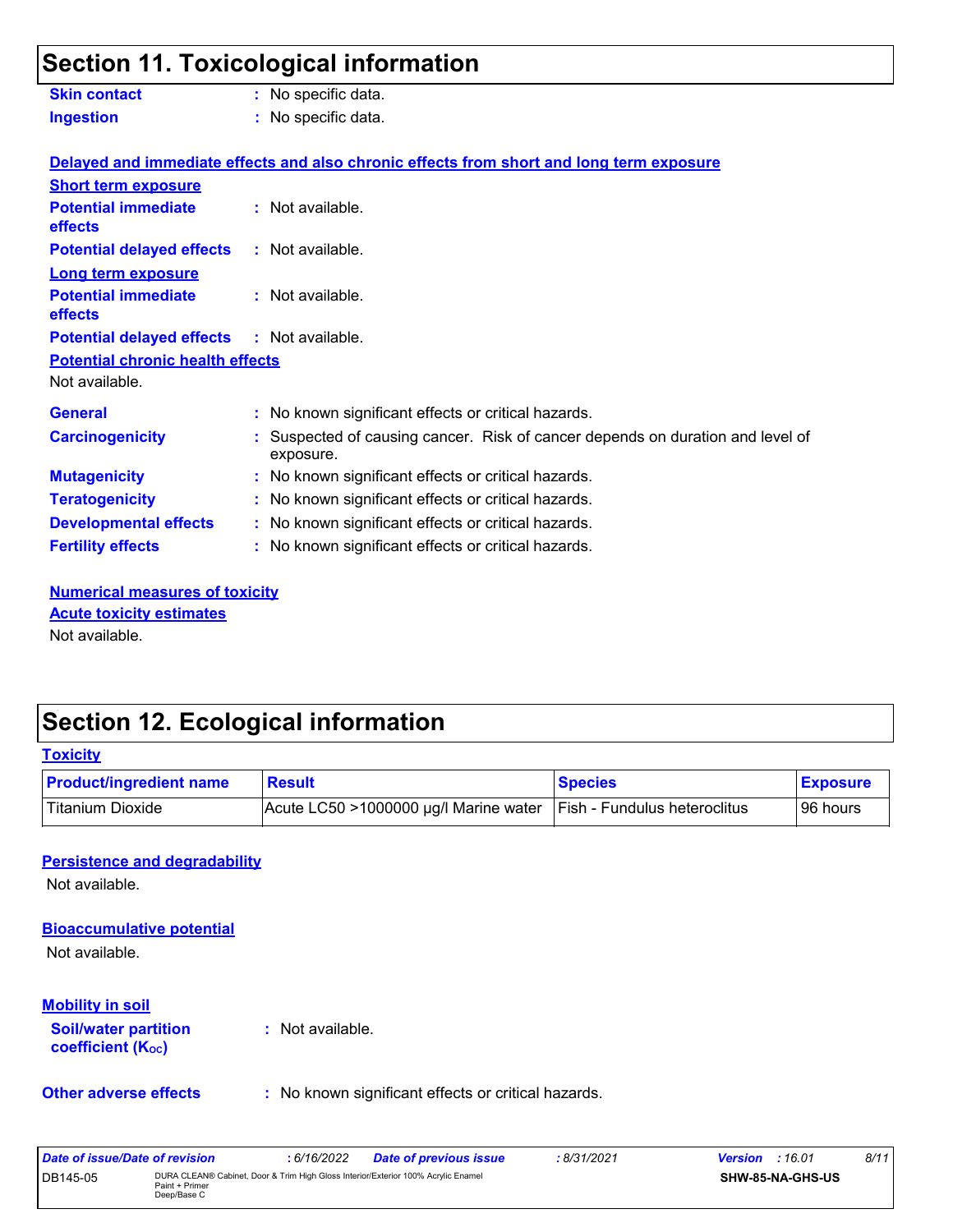## Section 11. Toxicological information

**Skin contact** : No specific data.

**Ingestion** : No specific data.

**Delayed and immediate effects and also chronic effects from short and long term exposure**

**Short term exposure**

**Potential immediate effects** : Not available.

**Potential delayed effects** : Not available.

**Long term exposure**

**Potential immediate effects** : Not available.

**Potential delayed effects** : Not available.

**Potential chronic health effects**

Not available.

**General** : No known significant effects or critical hazards.

**Carcinogenicity** : Suspected of causing cancer. Risk of cancer depends on duration and level of exposure.

**Mutagenicity** : No known significant effects or critical hazards.

**Teratogenicity** : No known significant effects or critical hazards.

**Developmental effects** : No known significant effects or critical hazards.

**Fertility effects** : No known significant effects or critical hazards.

**Numerical measures of toxicity**

**Acute toxicity estimates**

Not available.

## Section 12. Ecological information

**Toxicity**

| Product/ingredient name | Result | Species | Exposure |
|---|---|---|---|
| Titanium Dioxide | Acute LC50 >1000000 µg/l Marine water | Fish - Fundulus heteroclitus | 96 hours |

**Persistence and degradability**

Not available.

**Bioaccumulative potential**

Not available.

**Mobility in soil**

**Soil/water partition coefficient ($K_{OC}$)** : Not available.

**Other adverse effects** : No known significant effects or critical hazards.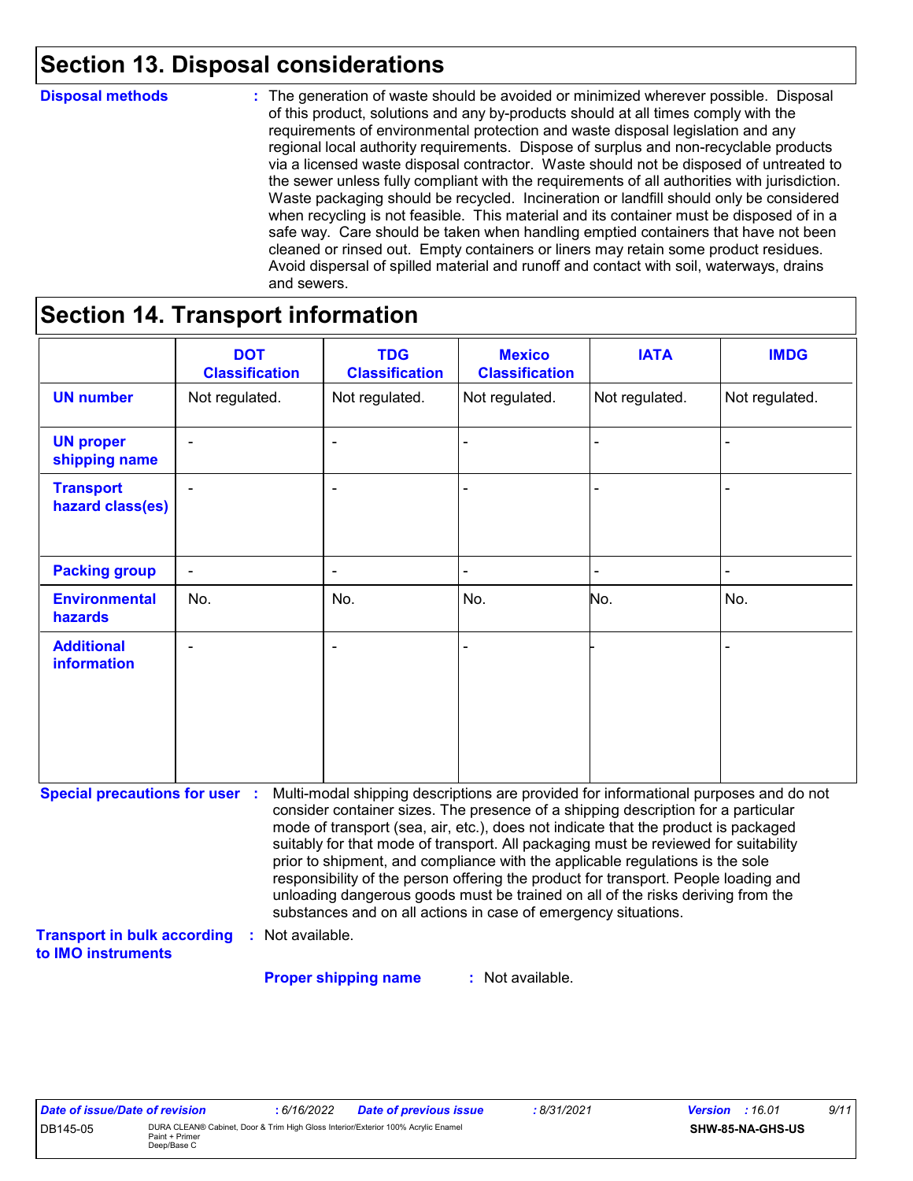## Section 13. Disposal considerations

**Disposal methods** : The generation of waste should be avoided or minimized wherever possible. Disposal of this product, solutions and any by-products should at all times comply with the requirements of environmental protection and waste disposal legislation and any regional local authority requirements. Dispose of surplus and non-recyclable products via a licensed waste disposal contractor. Waste should not be disposed of untreated to the sewer unless fully compliant with the requirements of all authorities with jurisdiction. Waste packaging should be recycled. Incineration or landfill should only be considered when recycling is not feasible. This material and its container must be disposed of in a safe way. Care should be taken when handling emptied containers that have not been cleaned or rinsed out. Empty containers or liners may retain some product residues. Avoid dispersal of spilled material and runoff and contact with soil, waterways, drains and sewers.

## Section 14. Transport information

| | DOT Classification | TDG Classification | Mexico Classification | IATA | IMDG |
|---|---|---|---|---|---|
| **UN number** | Not regulated. | Not regulated. | Not regulated. | Not regulated. | Not regulated. |
| **UN proper shipping name** | - | - | - | - | - |
| **Transport hazard class(es)** | - | - | - | - | - |
| **Packing group** | - | - | - | - | - |
| **Environmental hazards** | No. | No. | No. | No. | No. |
| **Additional information** | - | - | - | - | - |

**Special precautions for user** : Multi-modal shipping descriptions are provided for informational purposes and do not consider container sizes. The presence of a shipping description for a particular mode of transport (sea, air, etc.), does not indicate that the product is packaged suitably for that mode of transport. All packaging must be reviewed for suitability prior to shipment, and compliance with the applicable regulations is the sole responsibility of the person offering the product for transport. People loading and unloading dangerous goods must be trained on all of the risks deriving from the substances and on all actions in case of emergency situations.

**Transport in bulk according to IMO instruments** : Not available.

**Proper shipping name** : Not available.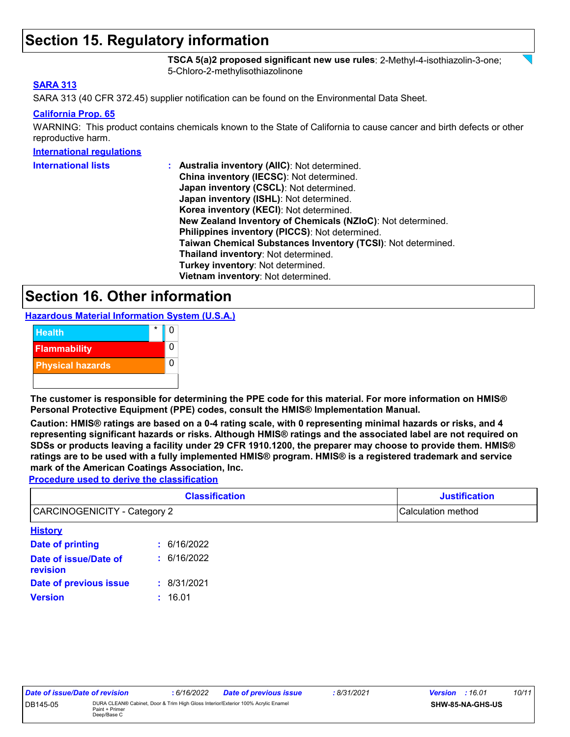## Section 15. Regulatory information

**TSCA 5(a)2 proposed significant new use rules**: 2-Methyl-4-isothiazolin-3-one; 5-Chloro-2-methylisothiazolinone

**SARA 313**

SARA 313 (40 CFR 372.45) supplier notification can be found on the Environmental Data Sheet.

**California Prop. 65**

WARNING: This product contains chemicals known to the State of California to cause cancer and birth defects or other reproductive harm.

**International regulations**

**International lists** :
**Australia inventory (AIIC)**: Not determined.
**China inventory (IECSC)**: Not determined.
**Japan inventory (CSCL)**: Not determined.
**Japan inventory (ISHL)**: Not determined.
**Korea inventory (KECI)**: Not determined.
**New Zealand Inventory of Chemicals (NZIoC)**: Not determined.
**Philippines inventory (PICCS)**: Not determined.
**Taiwan Chemical Substances Inventory (TCSI)**: Not determined.
**Thailand inventory**: Not determined.
**Turkey inventory**: Not determined.
**Vietnam inventory**: Not determined.

## Section 16. Other information

**Hazardous Material Information System (U.S.A.)**

| | | |
|---|---|---|
| Health | * | 0 |
| Flammability | | 0 |
| Physical hazards | | 0 |

**The customer is responsible for determining the PPE code for this material. For more information on HMIS® Personal Protective Equipment (PPE) codes, consult the HMIS® Implementation Manual.**

**Caution: HMIS® ratings are based on a 0-4 rating scale, with 0 representing minimal hazards or risks, and 4 representing significant hazards or risks. Although HMIS® ratings and the associated label are not required on SDSs or products leaving a facility under 29 CFR 1910.1200, the preparer may choose to provide them. HMIS® ratings are to be used with a fully implemented HMIS® program. HMIS® is a registered trademark and service mark of the American Coatings Association, Inc.**

**Procedure used to derive the classification**

| Classification | Justification |
|---|---|
| CARCINOGENICITY - Category 2 | Calculation method |

**History**

**Date of printing** : 6/16/2022

**Date of issue/Date of revision** : 6/16/2022

**Date of previous issue** : 8/31/2021

**Version** : 16.01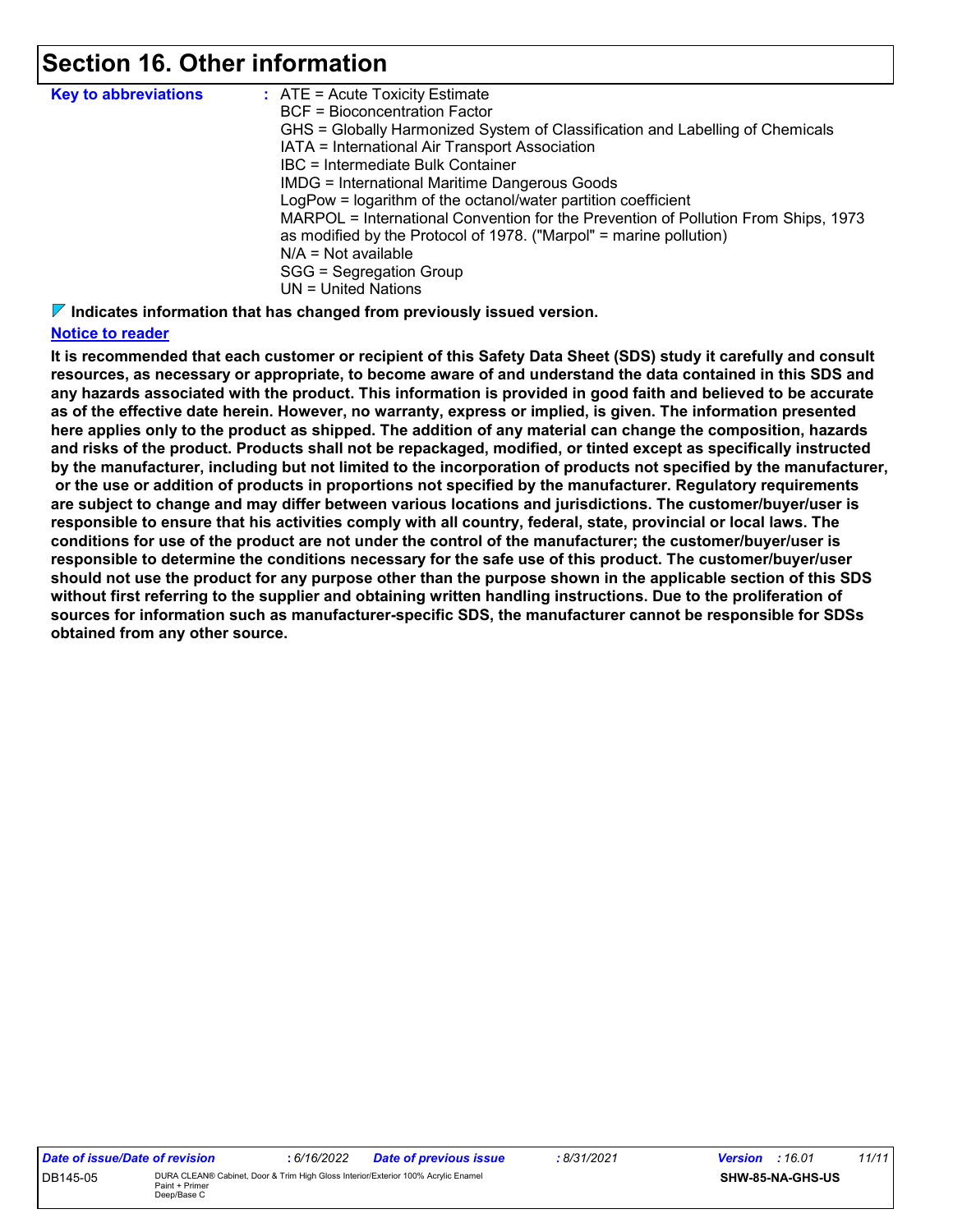# Section 16. Other information

**Key to abbreviations** : ATE = Acute Toxicity Estimate
BCF = Bioconcentration Factor
GHS = Globally Harmonized System of Classification and Labelling of Chemicals
IATA = International Air Transport Association
IBC = Intermediate Bulk Container
IMDG = International Maritime Dangerous Goods
LogPow = logarithm of the octanol/water partition coefficient
MARPOL = International Convention for the Prevention of Pollution From Ships, 1973 as modified by the Protocol of 1978. ("Marpol" = marine pollution)
N/A = Not available
SGG = Segregation Group
UN = United Nations

**Indicates information that has changed from previously issued version.**

**Notice to reader**

**It is recommended that each customer or recipient of this Safety Data Sheet (SDS) study it carefully and consult resources, as necessary or appropriate, to become aware of and understand the data contained in this SDS and any hazards associated with the product. This information is provided in good faith and believed to be accurate as of the effective date herein. However, no warranty, express or implied, is given. The information presented here applies only to the product as shipped. The addition of any material can change the composition, hazards and risks of the product. Products shall not be repackaged, modified, or tinted except as specifically instructed by the manufacturer, including but not limited to the incorporation of products not specified by the manufacturer, or the use or addition of products in proportions not specified by the manufacturer. Regulatory requirements are subject to change and may differ between various locations and jurisdictions. The customer/buyer/user is responsible to ensure that his activities comply with all country, federal, state, provincial or local laws. The conditions for use of the product are not under the control of the manufacturer; the customer/buyer/user is responsible to determine the conditions necessary for the safe use of this product. The customer/buyer/user should not use the product for any purpose other than the purpose shown in the applicable section of this SDS without first referring to the supplier and obtaining written handling instructions. Due to the proliferation of sources for information such as manufacturer-specific SDS, the manufacturer cannot be responsible for SDSs obtained from any other source.**